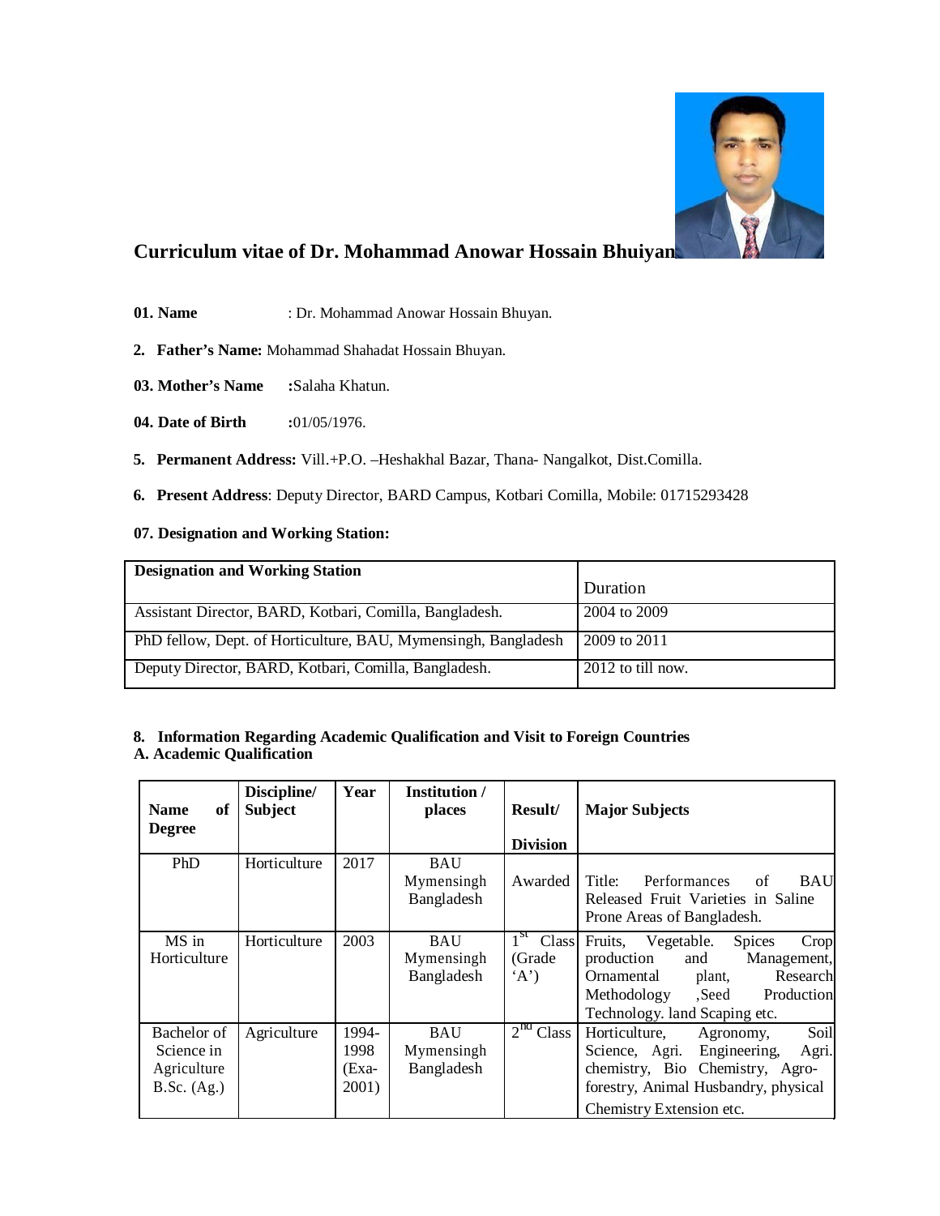# Curriculum vitae of Dr. Mohammad Anowar Hossain Bhuiyan

**01. Name** : Dr. Mohammad Anowar Hossain Bhuyan.

**2. Father's Name:** Mohammad Shahadat Hossain Bhuyan.

**03. Mother's Name** **:**Salaha Khatun.

**04. Date of Birth** **:**01/05/1976.

**5. Permanent Address:** Vill.+P.O. –Heshakhal Bazar, Thana- Nangalkot, Dist.Comilla.

**6. Present Address**: Deputy Director, BARD Campus, Kotbari Comilla, Mobile: 01715293428

**07. Designation and Working Station:**

| **Designation and Working Station** | Duration |
|---|---|
| Assistant Director, BARD, Kotbari, Comilla, Bangladesh. | 2004 to 2009 |
| PhD fellow, Dept. of Horticulture, BAU, Mymensingh, Bangladesh | 2009 to 2011 |
| Deputy Director, BARD, Kotbari, Comilla, Bangladesh. | 2012 to till now. |

**8. Information Regarding Academic Qualification and Visit to Foreign Countries**
**A. Academic Qualification**

| **Name of Degree** | **Discipline/ Subject** | **Year** | **Institution / places** | **Result/ Division** | **Major Subjects** |
|---|---|---|---|---|---|
| PhD | Horticulture | 2017 | BAU Mymensingh Bangladesh | Awarded | Title: Performances of BAU Released Fruit Varieties in Saline Prone Areas of Bangladesh. |
| MS in Horticulture | Horticulture | 2003 | BAU Mymensingh Bangladesh | 1st Class (Grade 'A') | Fruits, Vegetable. Spices Crop production and Management, Ornamental plant, Research Methodology ,Seed Production Technology. land Scaping etc. |
| Bachelor of Science in Agriculture B.Sc. (Ag.) | Agriculture | 1994-1998 (Exa-2001) | BAU Mymensingh Bangladesh | 2nd Class | Horticulture, Agronomy, Soil Science, Agri. Engineering, Agri. chemistry, Bio Chemistry, Agro-forestry, Animal Husbandry, physical Chemistry Extension etc. |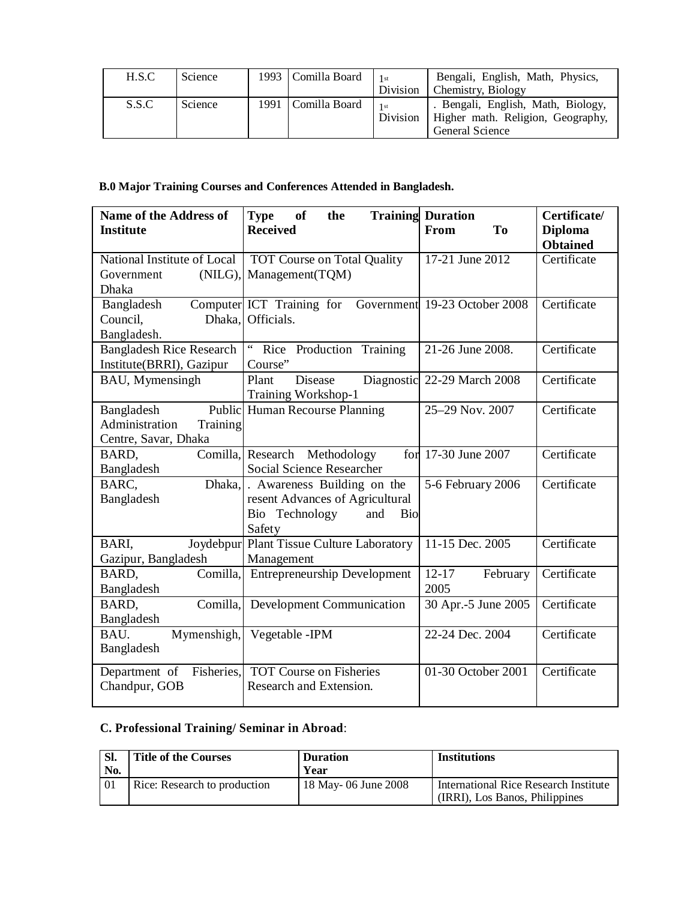| H.S.C | Science | 1993 | Comilla Board | 1st Division | Bengali, English, Math, Physics, Chemistry, Biology |
|---|---|---|---|---|---|
| S.S.C | Science | 1991 | Comilla Board | 1st Division | . Bengali, English, Math, Biology, Higher math. Religion, Geography, General Science |

**B.0 Major Training Courses and Conferences Attended in Bangladesh.**

| Name of the Address of Institute | Type of the Training Received | Duration From To | Certificate/ Diploma Obtained |
|---|---|---|---|
| National Institute of Local Government (NILG), Dhaka | TOT Course on Total Quality Management(TQM) | 17-21 June 2012 | Certificate |
| Bangladesh Computer Council, Dhaka, Bangladesh. | ICT Training for Government Officials. | 19-23 October 2008 | Certificate |
| Bangladesh Rice Research Institute(BRRI), Gazipur | " Rice Production Training Course" | 21-26 June 2008. | Certificate |
| BAU, Mymensingh | Plant Disease Diagnostic Training Workshop-1 | 22-29 March 2008 | Certificate |
| Bangladesh Public Administration Training Centre, Savar, Dhaka | Human Recourse Planning | 25–29 Nov. 2007 | Certificate |
| BARD, Comilla, Bangladesh | Research Methodology for Social Science Researcher | 17-30 June 2007 | Certificate |
| BARC, Dhaka, Bangladesh | . Awareness Building on the resent Advances of Agricultural Bio Technology and Bio Safety | 5-6 February 2006 | Certificate |
| BARI, Joydebpur Gazipur, Bangladesh | Plant Tissue Culture Laboratory Management | 11-15 Dec. 2005 | Certificate |
| BARD, Comilla, Bangladesh | Entrepreneurship Development | 12-17 February 2005 | Certificate |
| BARD, Comilla, Bangladesh | Development Communication | 30 Apr.-5 June 2005 | Certificate |
| BAU. Mymenshigh, Bangladesh | Vegetable -IPM | 22-24 Dec. 2004 | Certificate |
| Department of Fisheries, Chandpur, GOB | TOT Course on Fisheries Research and Extension. | 01-30 October 2001 | Certificate |

**C. Professional Training/ Seminar in Abroad**:

| Sl. No. | Title of the Courses | Duration Year | Institutions |
|---|---|---|---|
| 01 | Rice: Research to production | 18 May- 06 June 2008 | International Rice Research Institute (IRRI), Los Banos, Philippines |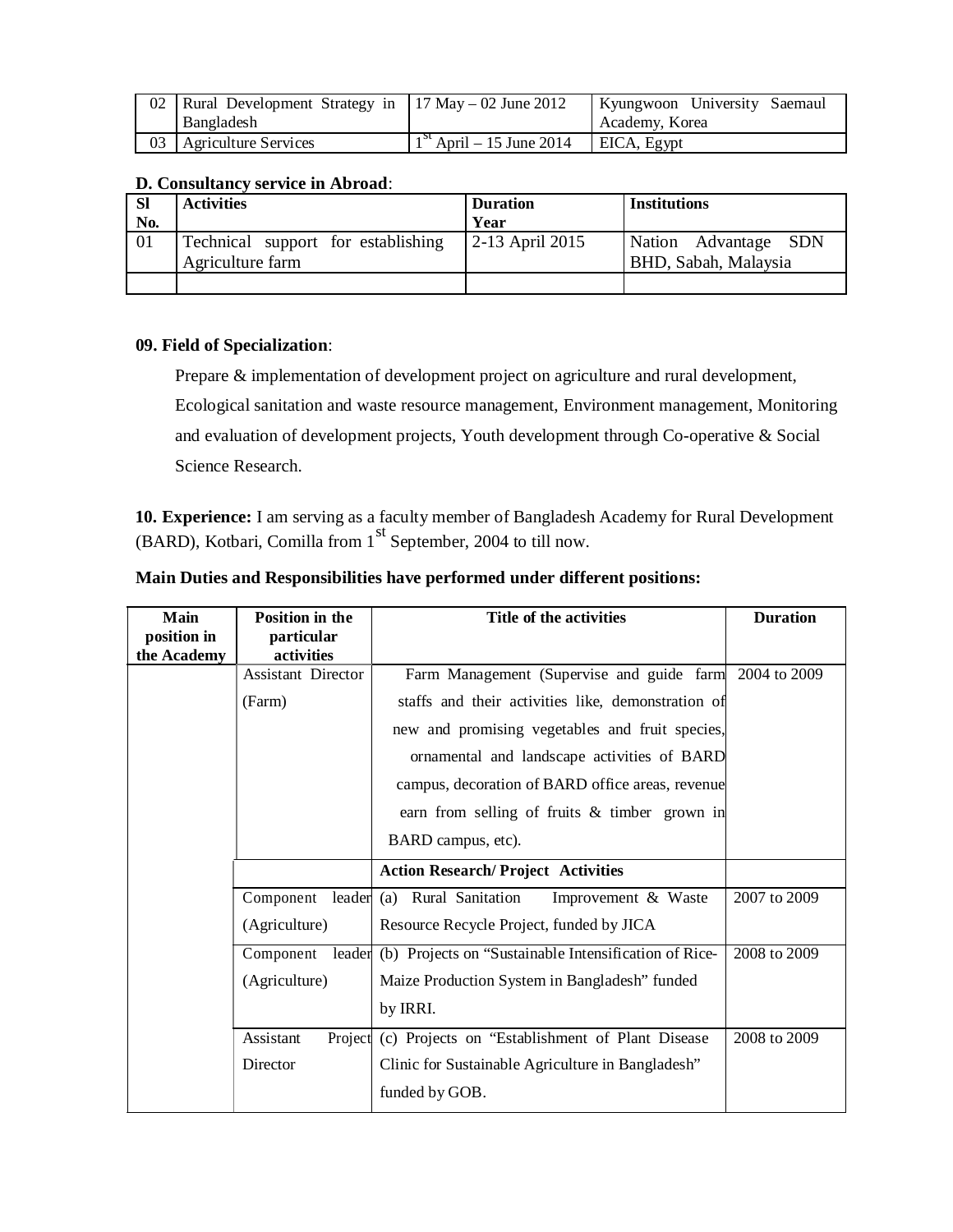| 02 | Rural Development Strategy in Bangladesh | 17 May – 02 June 2012 | Kyungwoon University Saemaul Academy, Korea |
|---|---|---|---|
| 03 | Agriculture Services | 1st April – 15 June 2014 | EICA, Egypt |

**D. Consultancy service in Abroad**:

| Sl No. | Activities | Duration Year | Institutions |
|---|---|---|---|
| 01 | Technical support for establishing Agriculture farm | 2-13 April 2015 | Nation Advantage SDN BHD, Sabah, Malaysia |
| | | | |

**09. Field of Specialization**:

Prepare & implementation of development project on agriculture and rural development, Ecological sanitation and waste resource management, Environment management, Monitoring and evaluation of development projects, Youth development through Co-operative & Social Science Research.

**10. Experience:** I am serving as a faculty member of Bangladesh Academy for Rural Development (BARD), Kotbari, Comilla from 1st September, 2004 to till now.

**Main Duties and Responsibilities have performed under different positions:**

| Main position in the Academy | Position in the particular activities | Title of the activities | Duration |
|---|---|---|---|
| | Assistant Director (Farm) | Farm Management (Supervise and guide farm staffs and their activities like, demonstration of new and promising vegetables and fruit species, ornamental and landscape activities of BARD campus, decoration of BARD office areas, revenue earn from selling of fruits & timber grown in BARD campus, etc). | 2004 to 2009 |
| | | **Action Research/ Project Activities** | |
| | Component leader (Agriculture) | (a) Rural Sanitation Improvement & Waste Resource Recycle Project, funded by JICA | 2007 to 2009 |
| | Component leader (Agriculture) | (b) Projects on "Sustainable Intensification of Rice-Maize Production System in Bangladesh" funded by IRRI. | 2008 to 2009 |
| | Assistant Project Director | (c) Projects on "Establishment of Plant Disease Clinic for Sustainable Agriculture in Bangladesh" funded by GOB. | 2008 to 2009 |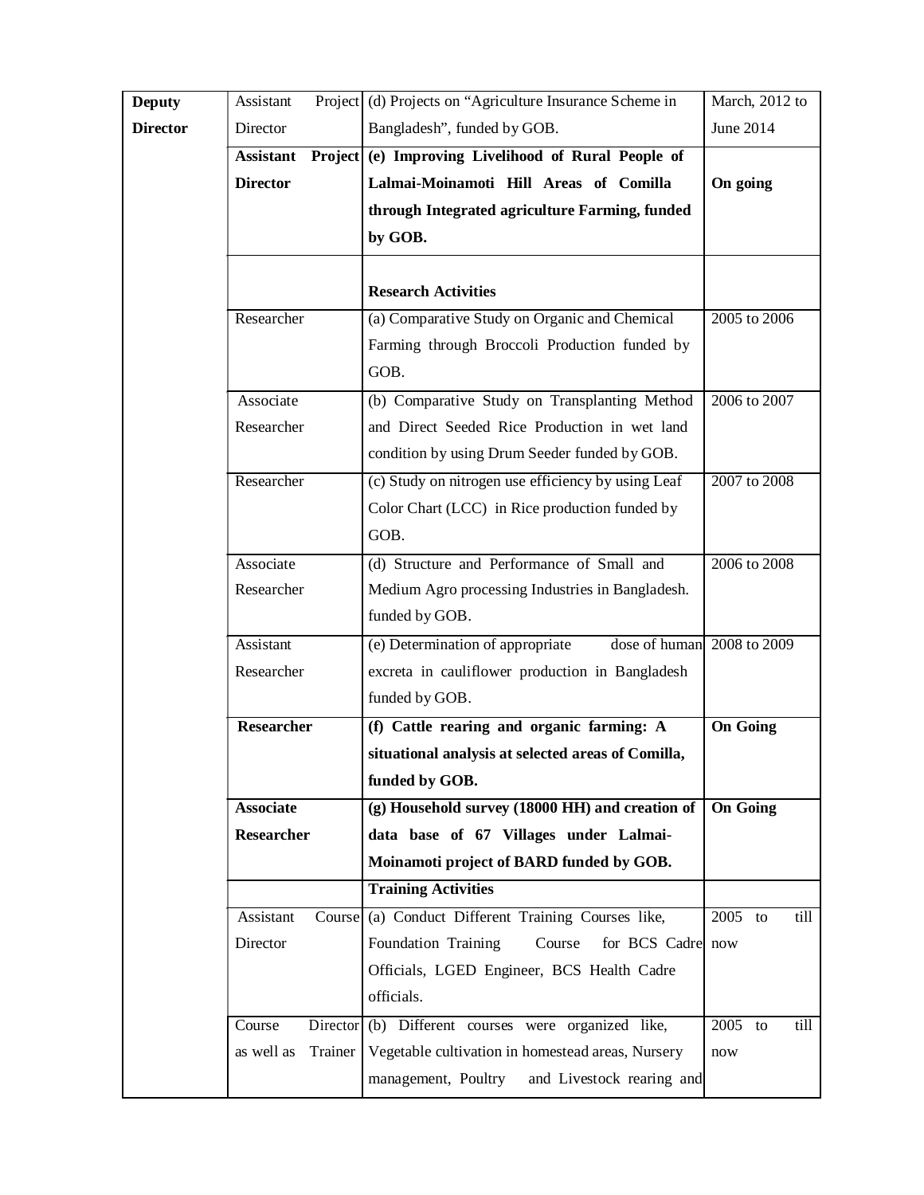| | | | |
|---|---|---|---|
| **Deputy Director** | Assistant Project Director | (d) Projects on "Agriculture Insurance Scheme in Bangladesh", funded by GOB. | March, 2012 to June 2014 |
| | **Assistant Project Director** | **(e) Improving Livelihood of Rural People of Lalmai-Moinamoti Hill Areas of Comilla through Integrated agriculture Farming, funded by GOB.** | **On going** |
| | | **Research Activities** | |
| | Researcher | (a) Comparative Study on Organic and Chemical Farming through Broccoli Production funded by GOB. | 2005 to 2006 |
| | Associate Researcher | (b) Comparative Study on Transplanting Method and Direct Seeded Rice Production in wet land condition by using Drum Seeder funded by GOB. | 2006 to 2007 |
| | Researcher | (c) Study on nitrogen use efficiency by using Leaf Color Chart (LCC) in Rice production funded by GOB. | 2007 to 2008 |
| | Associate Researcher | (d) Structure and Performance of Small and Medium Agro processing Industries in Bangladesh. funded by GOB. | 2006 to 2008 |
| | Assistant Researcher | (e) Determination of appropriate dose of human excreta in cauliflower production in Bangladesh funded by GOB. | 2008 to 2009 |
| | **Researcher** | **(f) Cattle rearing and organic farming: A situational analysis at selected areas of Comilla, funded by GOB.** | **On Going** |
| | **Associate Researcher** | **(g) Household survey (18000 HH) and creation of data base of 67 Villages under Lalmai-Moinamoti project of BARD funded by GOB.** | **On Going** |
| | | **Training Activities** | |
| | Assistant Course Director | (a) Conduct Different Training Courses like, Foundation Training Course for BCS Cadre Officials, LGED Engineer, BCS Health Cadre officials. | 2005 to till now |
| | Course Director as well as Trainer | (b) Different courses were organized like, Vegetable cultivation in homestead areas, Nursery management, Poultry and Livestock rearing and | 2005 to till now |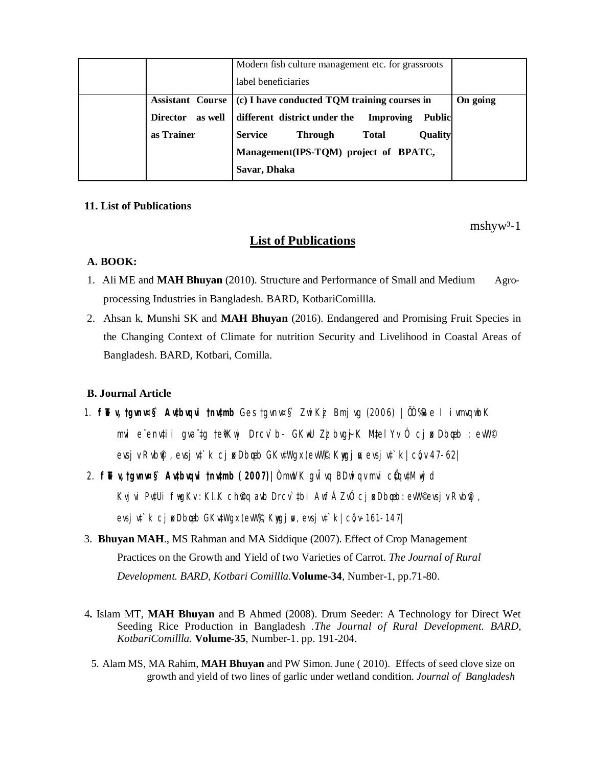|  |  | Modern fish culture management etc. for grassroots label beneficiaries |  |
|---|---|---|---|
|  | **Assistant Course Director as well as Trainer** | **(c) I have conducted TQM training courses in different district under the Improving Public Service Through Total Quality Management(IPS-TQM) project of BPATC, Savar, Dhaka** | **On going** |

**11. List of Publications**

mshyw³-1

## List of Publications

**A. BOOK:**

1. Ali ME and **MAH Bhuyan** (2010). Structure and Performance of Small and Medium Agro-processing Industries in Bangladesh. BARD, KotbariComillla.
2. Ahsan k, Munshi SK and **MAH Bhuyan** (2016). Endangered and Promising Fruit Species in the Changing Context of Climate for nutrition Security and Livelihood in Coastal Areas of Bangladesh. BARD, Kotbari, Comilla.

**B. Journal Article**

1. **fNv, †gvnv¤§` Av‡bvqvi †nv‡mb** Ges †gvnv¤§` ZwiKzj Bmjvg (2006) | ÕÒ%Rre I ivmvqwbK mvi e¨envi‡ii gva¨‡g †e¸Kwj Drcv`b - GKwU Zzjbvgj~K M‡elYvÓ cjøx Dbœqb : evW© evsjv Rvb©vj, evsjv‡`k cjøx Dbœqb GKv‡Wgx (evW©), Kzwgjøv, evsjv‡`k | cÖ¸v 47-62|
2. **fNv, †gvnv¤§` Av‡bvqvi †nv‡mb (2007)**| ÒmwVK gvÎvq BDwiqv mvi cÖ‡qv‡Mi d Kvjv Pv‡Ui fwgKv: Kl..K ch©v‡q avb Drcv`‡bi AwfÁZvÓ cjøx Dbœqb: evW© evsjv Rvb©vj, evsjv‡`k cjøx Dbœqb GKv‡Wgx (evW©), Kzwgjøv, evsjv‡`k | cÖ¸v-161-147|
3. **Bhuyan MAH**., MS Rahman and MA Siddique (2007). Effect of Crop Management Practices on the Growth and Yield of two Varieties of Carrot. *The Journal of Rural Development. BARD, Kotbari Comillla.***Volume-34**, Number-1, pp.71-80.
4. Islam MT, **MAH Bhuyan** and B Ahmed (2008). Drum Seeder: A Technology for Direct Wet Seeding Rice Production in Bangladesh .*The Journal of Rural Development. BARD, KotbariComillla.* **Volume-35**, Number-1. pp. 191-204.
5. Alam MS, MA Rahim, **MAH Bhuyan** and PW Simon. June ( 2010). Effects of seed clove size on growth and yield of two lines of garlic under wetland condition. *Journal of Bangladesh*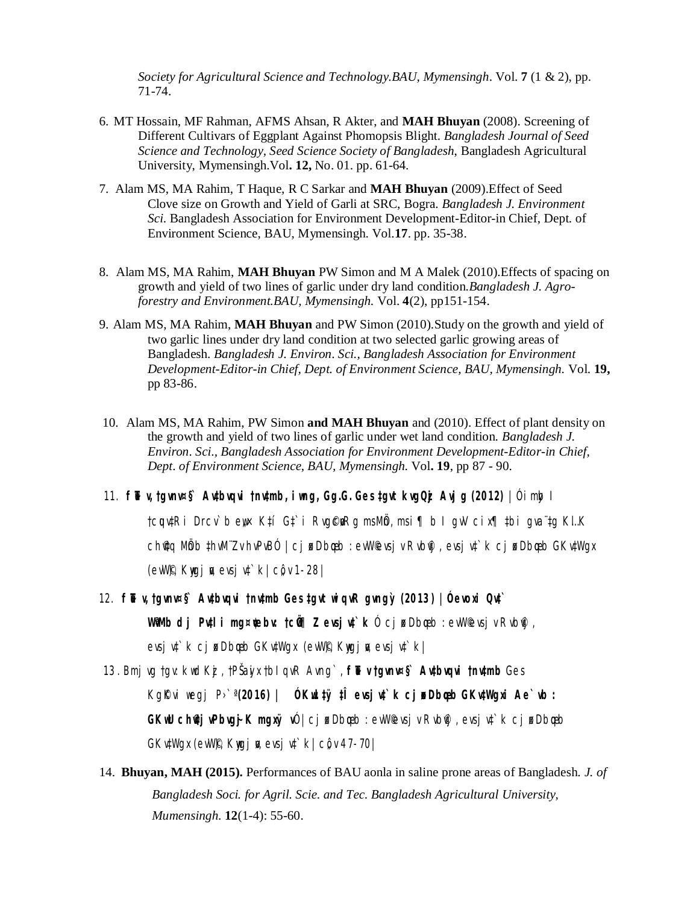*Society for Agricultural Science and Technology.BAU, Mymensingh*. Vol. **7** (1 & 2), pp. 71-74.

6. MT Hossain, MF Rahman, AFMS Ahsan, R Akter, and **MAH Bhuyan** (2008). Screening of Different Cultivars of Eggplant Against Phomopsis Blight. *Bangladesh Journal of Seed Science and Technology, Seed Science Society of Bangladesh*, Bangladesh Agricultural University, Mymensingh.Vol**. 12,** No. 01. pp. 61-64.

7. Alam MS, MA Rahim, T Haque, R C Sarkar and **MAH Bhuyan** (2009).Effect of Seed Clove size on Growth and Yield of Garli at SRC, Bogra. *Bangladesh J. Environment Sci.* Bangladesh Association for Environment Development-Editor-in Chief, Dept. of Environment Science, BAU, Mymensingh. Vol.**17**. pp. 35-38.

8. Alam MS, MA Rahim, **MAH Bhuyan** PW Simon and M A Malek (2010).Effects of spacing on growth and yield of two lines of garlic under dry land condition.*Bangladesh J. Agro-forestry and Environment.BAU, Mymensingh.* Vol. **4**(2), pp151-154.

9. Alam MS, MA Rahim, **MAH Bhuyan** and PW Simon (2010).Study on the growth and yield of two garlic lines under dry land condition at two selected garlic growing areas of Bangladesh. *Bangladesh J. Environ. Sci., Bangladesh Association for Environment Development-Editor-in Chief, Dept. of Environment Science, BAU, Mymensingh.* Vol. **19,** pp 83-86.

10. Alam MS, MA Rahim, PW Simon **and MAH Bhuyan** and (2010). Effect of plant density on the growth and yield of two lines of garlic under wet land condition. *Bangladesh J. Environ. Sci., Bangladesh Association for Environment Development-Editor-in Chief, Dept. of Environment Science, BAU, Mymensingh.* Vol**. 19**, pp 87 - 90.

11. **fŸ v,‡gvnv¤§` Av‡bvqvi ‡nv‡mb, iwng, Gg.G. Ges ‡gvt kvgQzj Avjg (2012)** | Óimb I ‡cqv‡Ri Drcv`b e„w× K‡í G‡`i Rvg©cøvR msMÖn, msi¶b I gvV cix¶‡bi gva¨‡g KI..K ch©v‡q MÖnb ‡hvM¨Zv hvPvBÓ | cj-xDbœqb :evW©evsjv Rvb©vj, evsjv‡`k cj-xDbœqb GKv‡Wgx (evW©), Kzwgjøv, evsjv‡`k | c„t 1-28 |

12. **fŸ v,‡gvnv¤§` Av‡bvqvi ‡nv‡mb Ges ‡gvt wiqvR gvngỳ (2013) | Óevoxi Qv‡` WªvMb dj Pv‡li m¤¢vebv: ‡cÖw¶Z evsjv‡`k** Ó cj-xDbœqb :evW©evsjv Rvb©vj, evsjv‡`k cj-xDbœqb GKv‡Wgx (evW©), Kzwgjøv, evsjv‡`k |

13. Bmjvg ‡gv: kwdKzj, ‡PŠayix ‡bIqvR Avng`, **fŸ v ‡gvnv¤§` Av‡bvqvi ‡nv‡mb** Ges KgiÆi webgj P›`ª **(2016) | ÓKzwg­¨‡Z evsjv‡`k cj-xDbœqb GKv‡Wgxi Ae`vb : GKwU ch©v‡jvPbvg~jK mgxÿv**Ó | cj-xDbœqb :evW©evsjv Rvb©vj, evsjv‡`k cj-xDbœqb GKv‡Wgx (evW©), Kzwgjøv, evsjv‡`k | c„t 47-70 |

14. **Bhuyan, MAH (2015).** Performances of BAU aonla in saline prone areas of Bangladesh. *J. of Bangladesh Soci. for Agril. Scie. and Tec. Bangladesh Agricultural University, Mumensingh.* **12**(1-4): 55-60.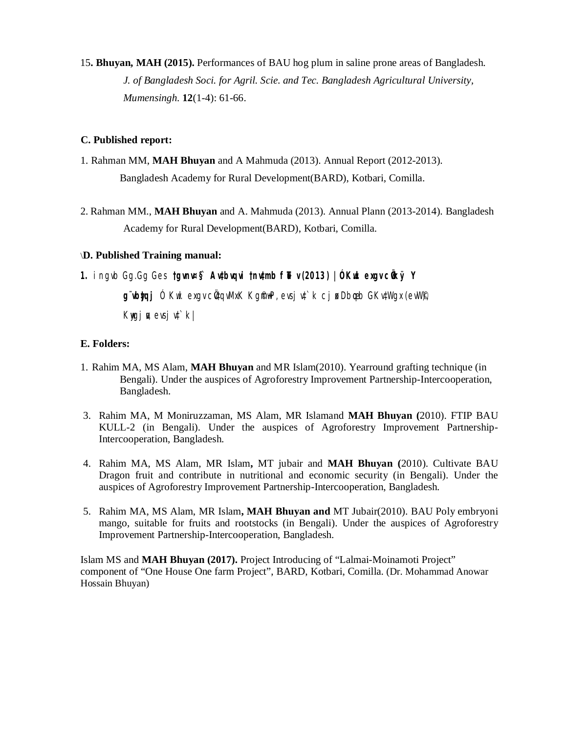15**. Bhuyan, MAH (2015).** Performances of BAU hog plum in saline prone areas of Bangladesh. *J. of Bangladesh Soci. for Agril. Scie. and Tec. Bangladesh Agricultural University, Mumensingh.* **12**(1-4): 61-66.

**C. Published report:**

1. Rahman MM, **MAH Bhuyan** and A Mahmuda (2013). Annual Report (2012-2013). Bangladesh Academy for Rural Development(BARD), Kotbari, Comilla.

2. Rahman MM., **MAH Bhuyan** and A. Mahmuda (2013). Annual Plann (2013-2014). Bangladesh Academy for Rural Development(BARD), Kotbari, Comilla.

\**D. Published Training manual:**

**1.** ingvb Gg.Gg Ges **†gvnv¤§` Av‡bvqvi †nv‡mb f~Tv (2013)|ÓKw…l exgvcÖkÿY Y g¨vbyqvj** ÓKwl. exgvcÖ‡qvMxK Kg©m~Px, evsjv‡`k cjøxDbœqb GKv‡Wgx (evW©), Kzwgjøv, evsjv‡`k|

**E. Folders:**

1. Rahim MA, MS Alam, **MAH Bhuyan** and MR Islam(2010). Yearround grafting technique (in Bengali). Under the auspices of Agroforestry Improvement Partnership-Intercooperation, Bangladesh.

3. Rahim MA, M Moniruzzaman, MS Alam, MR Islamand **MAH Bhuyan (**2010). FTIP BAU KULL-2 (in Bengali). Under the auspices of Agroforestry Improvement Partnership-Intercooperation, Bangladesh.

4. Rahim MA, MS Alam, MR Islam**,** MT jubair and **MAH Bhuyan (**2010). Cultivate BAU Dragon fruit and contribute in nutritional and economic security (in Bengali). Under the auspices of Agroforestry Improvement Partnership-Intercooperation, Bangladesh.

5. Rahim MA, MS Alam, MR Islam**, MAH Bhuyan and** MT Jubair(2010). BAU Poly embryoni mango, suitable for fruits and rootstocks (in Bengali). Under the auspices of Agroforestry Improvement Partnership-Intercooperation, Bangladesh.

Islam MS and **MAH Bhuyan (2017).** Project Introducing of "Lalmai-Moinamoti Project" component of "One House One farm Project", BARD, Kotbari, Comilla. (Dr. Mohammad Anowar Hossain Bhuyan)